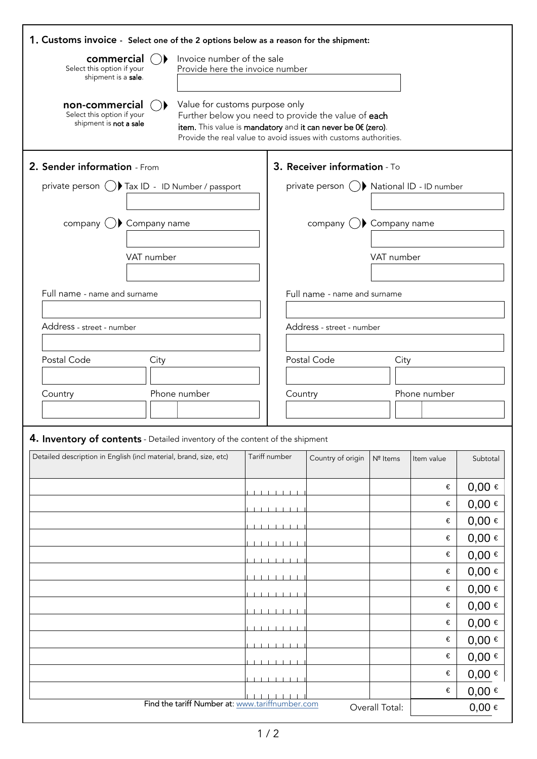## 1. Customs invoice - Select one of the 2 options below as a reason for the shipment:

**commercial** ○ Invoice number of the sale
Select this option if your shipment is a **sale**.
Provide here the invoice number

**non-commercial** ○ Value for customs purpose only
Select this option if your shipment is **not a sale**
Further below you need to provide the value of **each item.** This value is **mandatory** and **it can never be 0€ (zero)**.
Provide the real value to avoid issues with customs authorities.

## 2. Sender information - From

private person ○ Tax ID - ID Number / passport

company ○ Company name

VAT number

Full name - name and surname

Address - street - number

Postal Code

City

Country

Phone number

## 3. Receiver information - To

private person ○ National ID - ID number

company ○ Company name

VAT number

Full name - name and surname

Address - street - number

Postal Code

City

Country

Phone number

## 4. Inventory of contents - Detailed inventory of the content of the shipment

| Detailed description in English (incl material, brand, size, etc) | Tariff number | Country of origin | Nº Items | Item value | Subtotal |
|---|---|---|---|---|---|
| | | | | € | 0,00 € |
| | | | | € | 0,00 € |
| | | | | € | 0,00 € |
| | | | | € | 0,00 € |
| | | | | € | 0,00 € |
| | | | | € | 0,00 € |
| | | | | € | 0,00 € |
| | | | | € | 0,00 € |
| | | | | € | 0,00 € |
| | | | | € | 0,00 € |
| | | | | € | 0,00 € |
| | | | | € | 0,00 € |
| | | | | € | 0,00 € |
| | | | | Overall Total: | 0,00 € |

Find the tariff Number at: www.tariffnumber.com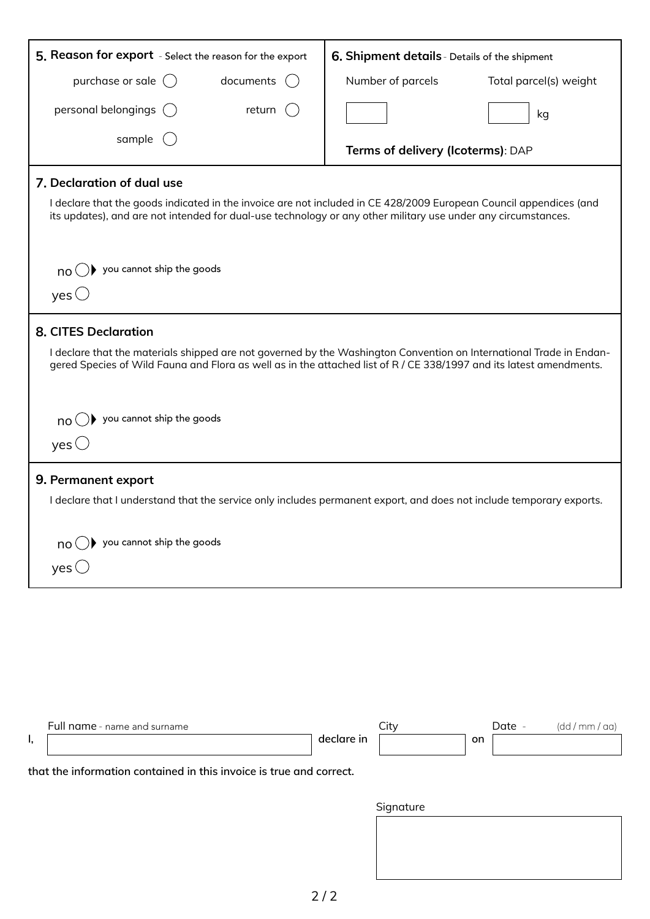## 5. Reason for export - Select the reason for the export

- purchase or sale ( )
- documents ( )
- personal belongings ( )
- return ( )
- sample ( )

## 6. Shipment details - Details of the shipment

| Number of parcels | Total parcel(s) weight |
| --- | --- |
| | kg |

**Terms of delivery (Icoterms)**: DAP

## 7. Declaration of dual use

I declare that the goods indicated in the invoice are not included in CE 428/2009 European Council appendices (and its updates), and are not intended for dual-use technology or any other military use under any circumstances.

no ( ) ▸ you cannot ship the goods

yes ( )

## 8. CITES Declaration

I declare that the materials shipped are not governed by the Washington Convention on International Trade in Endangered Species of Wild Fauna and Flora as well as in the attached list of R / CE 338/1997 and its latest amendments.

no ( ) ▸ you cannot ship the goods

yes ( )

## 9. Permanent export

I declare that I understand that the service only includes permanent export, and does not include temporary exports.

no ( ) ▸ you cannot ship the goods

yes ( )

I, Full name - name and surname \_\_\_\_\_\_\_\_\_\_ declare in City \_\_\_\_\_\_\_\_\_\_ on Date - (dd / mm / aa) \_\_\_\_\_\_\_\_\_\_

**that the information contained in this invoice is true and correct.**

Signature